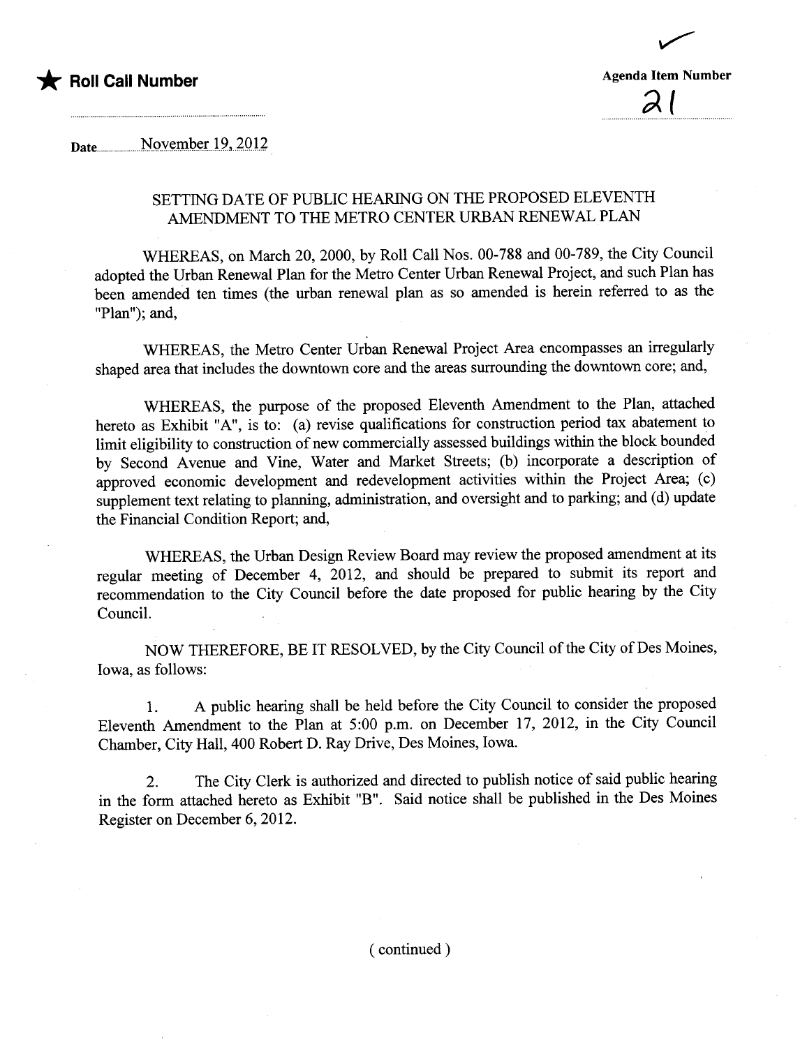★ **Roll Call Number**

**Agenda Item Number**

21

Date November 19, 2012

## SETTING DATE OF PUBLIC HEARING ON THE PROPOSED ELEVENTH AMENDMENT TO THE METRO CENTER URBAN RENEWAL PLAN

WHEREAS, on March 20, 2000, by Roll Call Nos. 00-788 and 00-789, the City Council adopted the Urban Renewal Plan for the Metro Center Urban Renewal Project, and such Plan has been amended ten times (the urban renewal plan as so amended is herein referred to as the "Plan"); and,

WHEREAS, the Metro Center Urban Renewal Project Area encompasses an irregularly shaped area that includes the downtown core and the areas surrounding the downtown core; and,

WHEREAS, the purpose of the proposed Eleventh Amendment to the Plan, attached hereto as Exhibit "A", is to: (a) revise qualifications for construction period tax abatement to limit eligibility to construction of new commercially assessed buildings within the block bounded by Second Avenue and Vine, Water and Market Streets; (b) incorporate a description of approved economic development and redevelopment activities within the Project Area; (c) supplement text relating to planning, administration, and oversight and to parking; and (d) update the Financial Condition Report; and,

WHEREAS, the Urban Design Review Board may review the proposed amendment at its regular meeting of December 4, 2012, and should be prepared to submit its report and recommendation to the City Council before the date proposed for public hearing by the City Council.

NOW THEREFORE, BE IT RESOLVED, by the City Council of the City of Des Moines, Iowa, as follows:

1. A public hearing shall be held before the City Council to consider the proposed Eleventh Amendment to the Plan at 5:00 p.m. on December 17, 2012, in the City Council Chamber, City Hall, 400 Robert D. Ray Drive, Des Moines, Iowa.

2. The City Clerk is authorized and directed to publish notice of said public hearing in the form attached hereto as Exhibit "B". Said notice shall be published in the Des Moines Register on December 6, 2012.

( continued )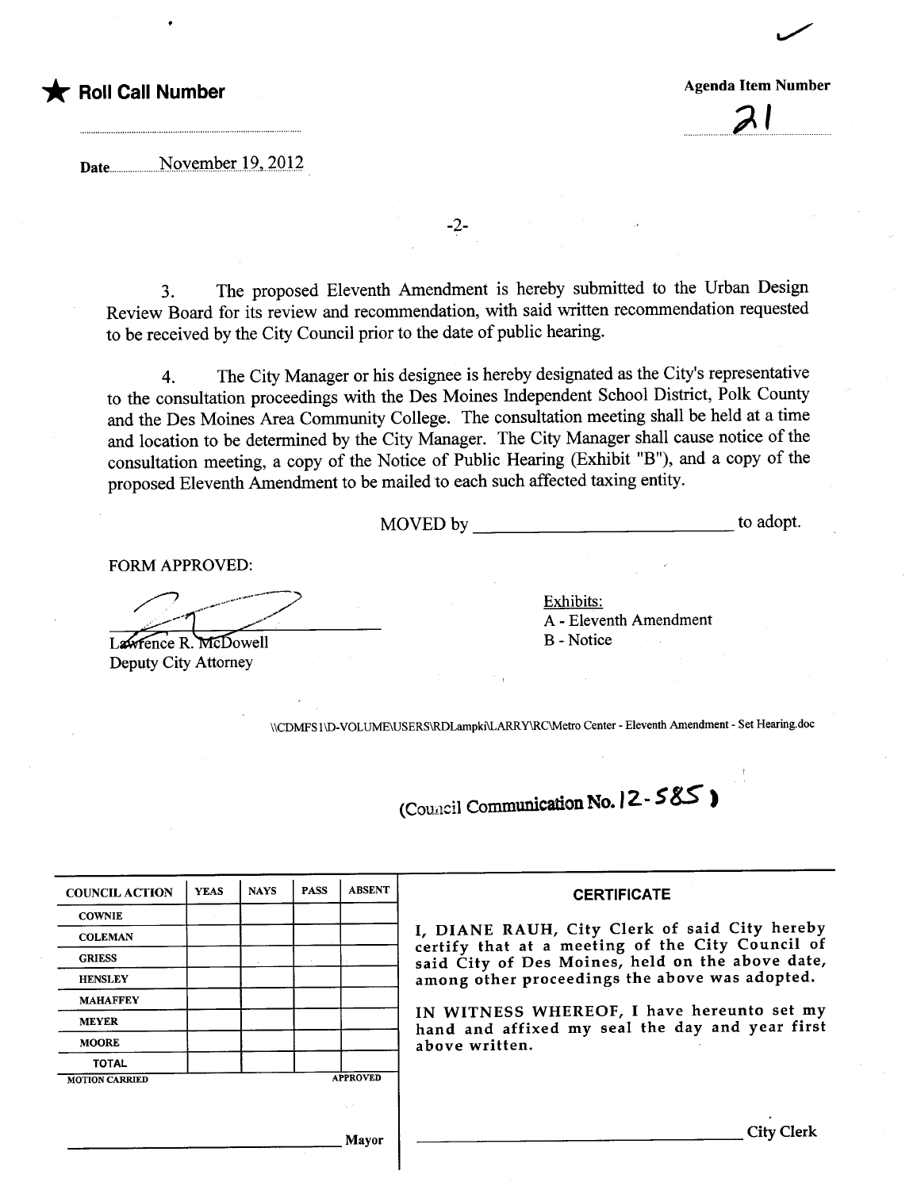★ **Roll Call Number**

**Agenda Item Number**

21

Date November 19, 2012

3. The proposed Eleventh Amendment is hereby submitted to the Urban Design Review Board for its review and recommendation, with said written recommendation requested to be received by the City Council prior to the date of public hearing.

4. The City Manager or his designee is hereby designated as the City's representative to the consultation proceedings with the Des Moines Independent School District, Polk County and the Des Moines Area Community College. The consultation meeting shall be held at a time and location to be determined by the City Manager. The City Manager shall cause notice of the consultation meeting, a copy of the Notice of Public Hearing (Exhibit "B"), and a copy of the proposed Eleventh Amendment to be mailed to each such affected taxing entity.

MOVED by ____________________________ to adopt.

FORM APPROVED:

Lawrence R. McDowell
Deputy City Attorney

Exhibits:
A - Eleventh Amendment
B - Notice

\\CDMFS1\D-VOLUME\USERS\RDLampki\LARRY\RC\Metro Center - Eleventh Amendment - Set Hearing.doc

(Council Communication No. 12-585)

| COUNCIL ACTION | YEAS | NAYS | PASS | ABSENT |
|---|---|---|---|---|
| COWNIE | | | | |
| COLEMAN | | | | |
| GRIESS | | | | |
| HENSLEY | | | | |
| MAHAFFEY | | | | |
| MEYER | | | | |
| MOORE | | | | |
| TOTAL | | | | |

MOTION CARRIED APPROVED

______________________________ Mayor

**CERTIFICATE**

I, DIANE RAUH, City Clerk of said City hereby certify that at a meeting of the City Council of said City of Des Moines, held on the above date, among other proceedings the above was adopted.

IN WITNESS WHEREOF, I have hereunto set my hand and affixed my seal the day and year first above written.

______________________________ City Clerk